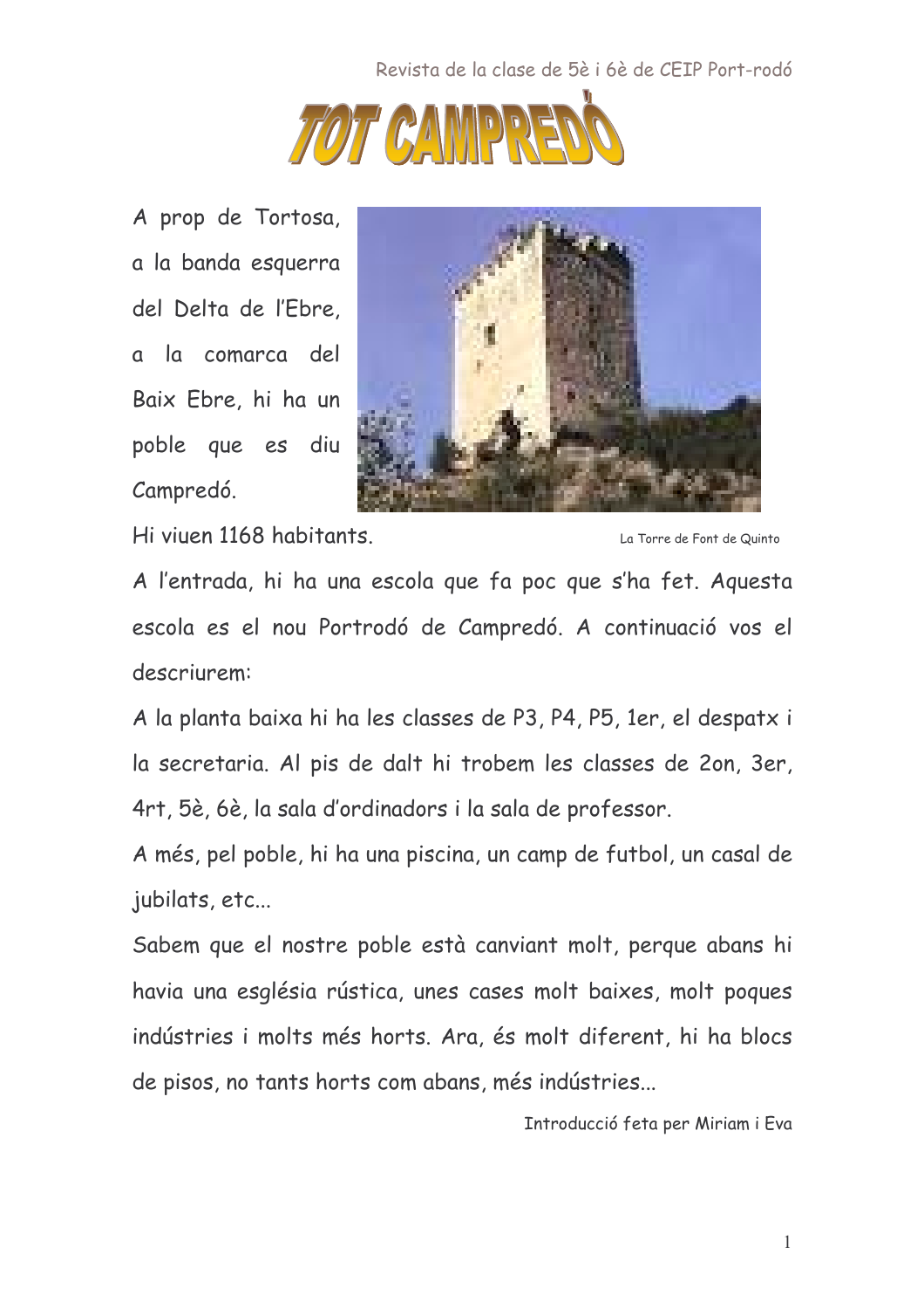# TOT CAMPREDÒ

A prop de Tortosa, a la banda esquerra del Delta de l'Ebre, a la comarca del Baix Ebre, hi ha un poble que es diu Campredó.

La Torre de Font de Quinto

Hi viuen 1168 habitants.

A l'entrada, hi ha una escola que fa poc que s'ha fet. Aquesta escola es el nou Portrodó de Campredó. A continuació vos el descriurem:

A la planta baixa hi ha les classes de P3, P4, P5, 1er, el despatx i la secretaria. Al pis de dalt hi trobem les classes de 2on, 3er, 4rt, 5è, 6è, la sala d'ordinadors i la sala de professor.

A més, pel poble, hi ha una piscina, un camp de futbol, un casal de jubilats, etc...

Sabem que el nostre poble està canviant molt, perque abans hi havia una església rústica, unes cases molt baixes, molt poques indústries i molts més horts. Ara, és molt diferent, hi ha blocs de pisos, no tants horts com abans, més indústries...

Introducció feta per Miriam i Eva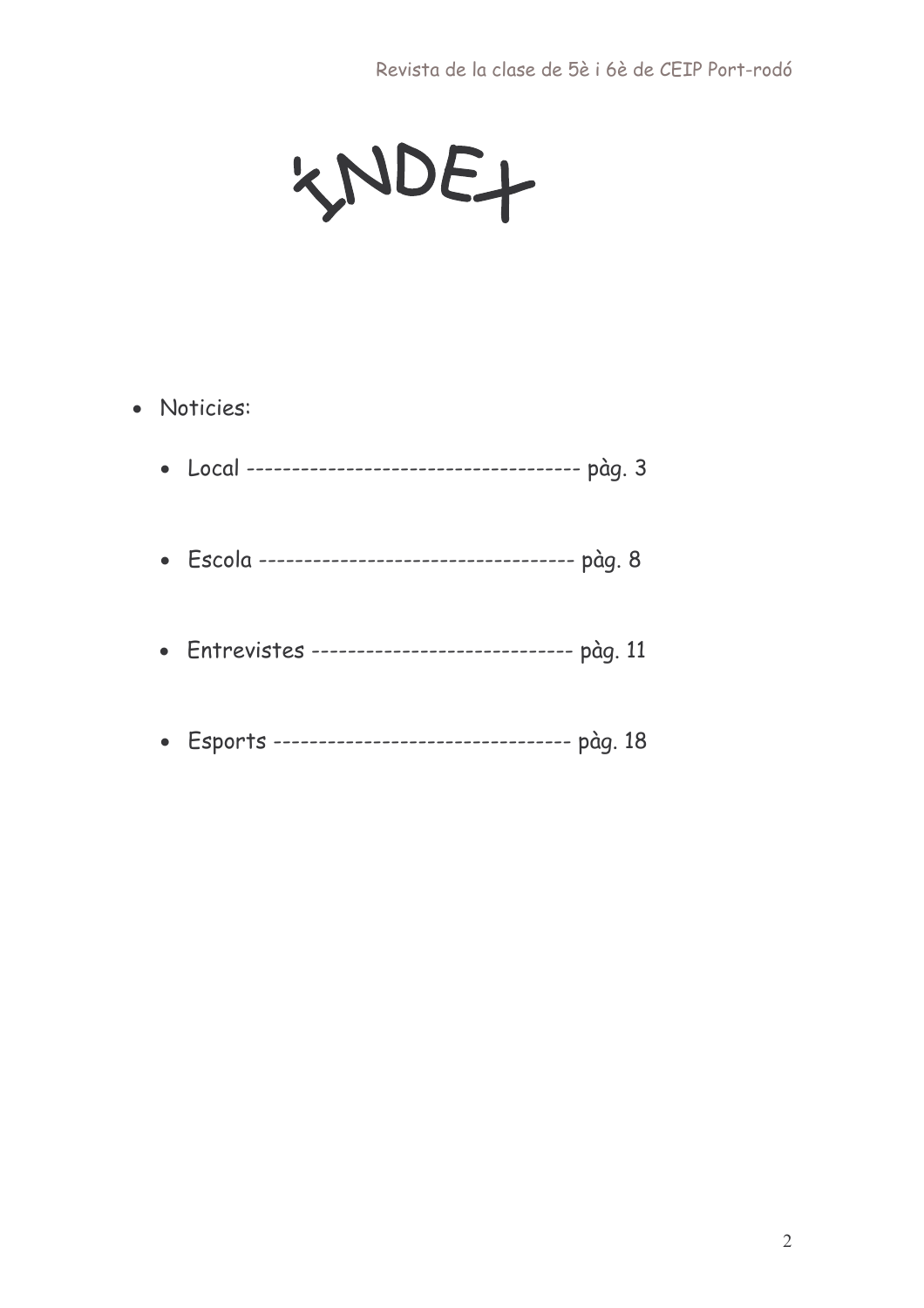# ÍNDEX

- Noticies:
  - Local ------------------------------------ pàg. 3
  - Escola ---------------------------------- pàg. 8
  - Entrevistes ---------------------------- pàg. 11
  - Esports --------------------------------- pàg. 18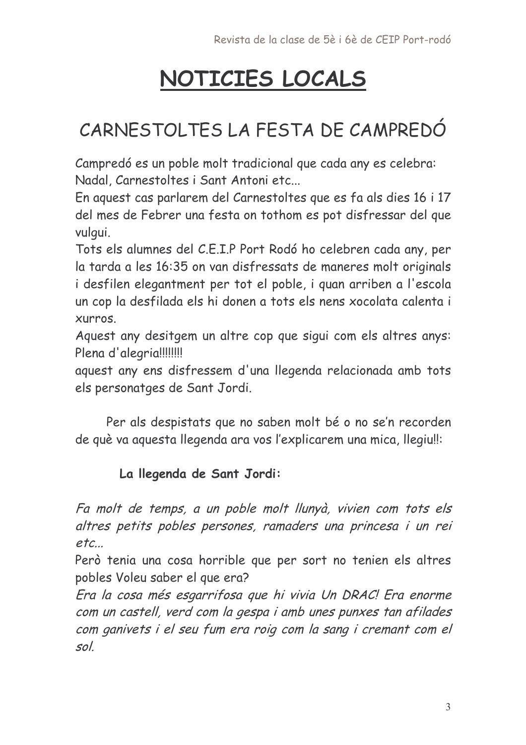# NOTICIES LOCALS

## CARNESTOLTES LA FESTA DE CAMPREDÓ

Campredó es un poble molt tradicional que cada any es celebra: Nadal, Carnestoltes i Sant Antoni etc...

En aquest cas parlarem del Carnestoltes que es fa als dies 16 i 17 del mes de Febrer una festa on tothom es pot disfressar del que vulgui.

Tots els alumnes del C.E.I.P Port Rodó ho celebren cada any, per la tarda a les 16:35 on van disfressats de maneres molt originals i desfilen elegantment per tot el poble, i quan arriben a l'escola un cop la desfilada els hi donen a tots els nens xocolata calenta i xurros.

Aquest any desitgem un altre cop que sigui com els altres anys: Plena d'alegria!!!!!!!

aquest any ens disfressem d'una llegenda relacionada amb tots els personatges de Sant Jordi.

Per als despistats que no saben molt bé o no se'n recorden de què va aquesta llegenda ara vos l'explicarem una mica, llegiu!!:

**La llegenda de Sant Jordi:**

*Fa molt de temps, a un poble molt llunyà, vivien com tots els altres petits pobles persones, ramaders una princesa i un rei etc...*

Però tenia una cosa horrible que per sort no tenien els altres pobles Voleu saber el que era?

*Era la cosa més esgarrifosa que hi vivia Un DRAC! Era enorme com un castell, verd com la gespa i amb unes punxes tan afilades com ganivets i el seu fum era roig com la sang i cremant com el sol.*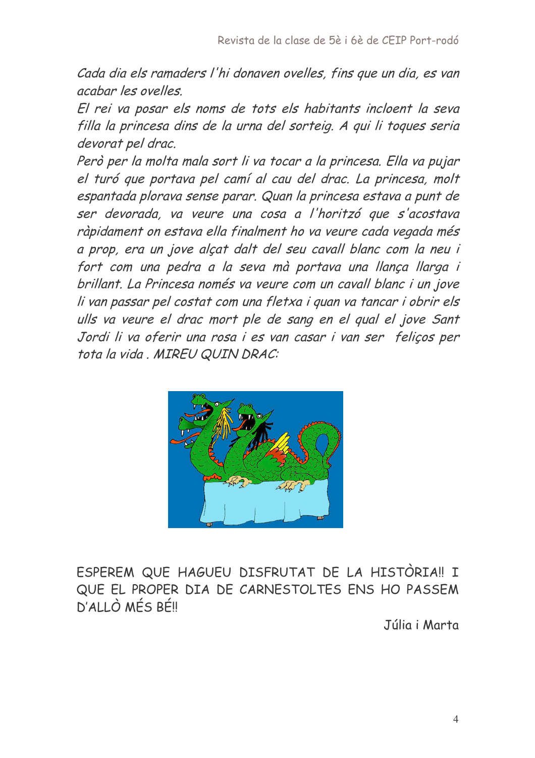*Cada dia els ramaders l'hi donaven ovelles, fins que un dia, es van acabar les ovelles.*

*El rei va posar els noms de tots els habitants incloent la seva filla la princesa dins de la urna del sorteig. A qui li toques seria devorat pel drac.*

*Però per la molta mala sort li va tocar a la princesa. Ella va pujar el turó que portava pel camí al cau del drac. La princesa, molt espantada plorava sense parar. Quan la princesa estava a punt de ser devorada, va veure una cosa a l'horitzó que s'acostava ràpidament on estava ella finalment ho va veure cada vegada més a prop, era un jove alçat dalt del seu cavall blanc com la neu i fort com una pedra a la seva mà portava una llança llarga i brillant. La Princesa només va veure com un cavall blanc i un jove li van passar pel costat com una fletxa i quan va tancar i obrir els ulls va veure el drac mort ple de sang en el qual el jove Sant Jordi li va oferir una rosa i es van casar i van ser feliços per tota la vida . MIREU QUIN DRAC:*

ESPEREM QUE HAGUEU DISFRUTAT DE LA HISTÒRIA!! I QUE EL PROPER DIA DE CARNESTOLTES ENS HO PASSEM D'ALLÒ MÉS BÉ!!

Júlia i Marta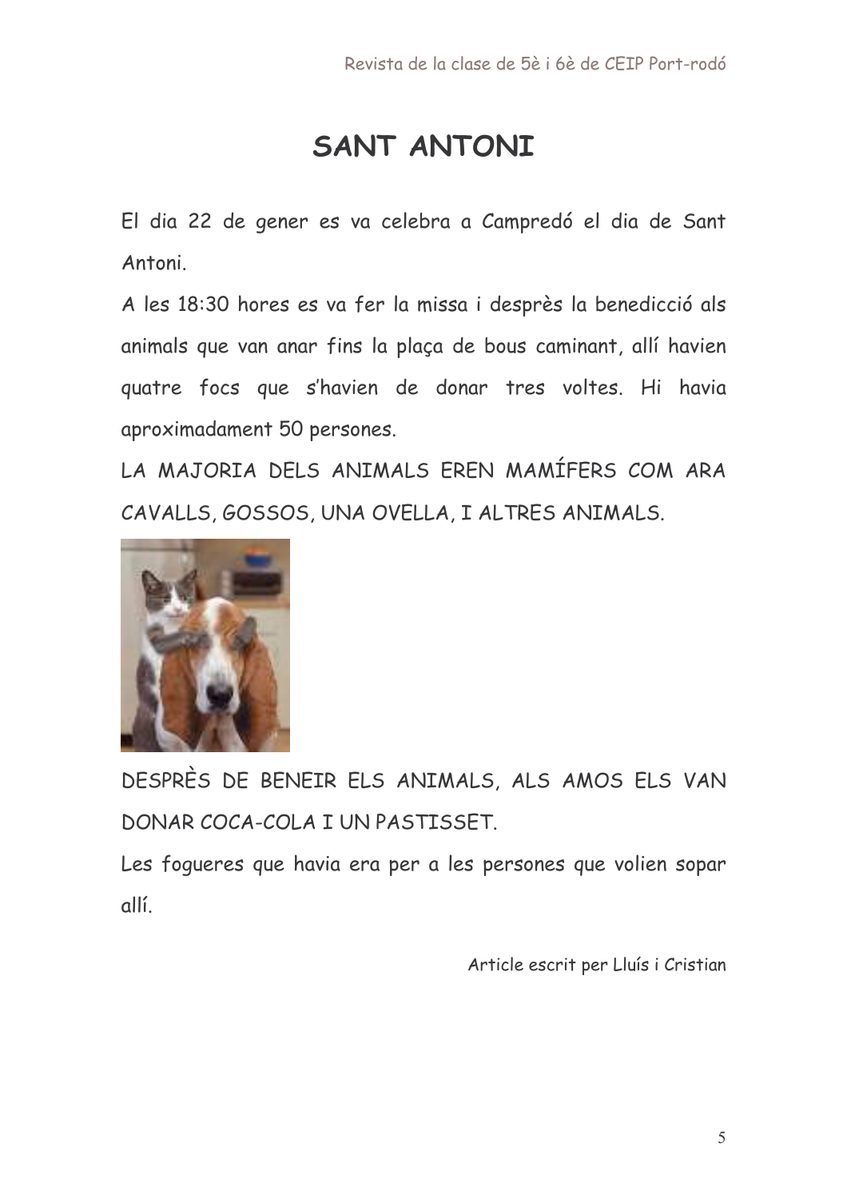# SANT ANTONI

El dia 22 de gener es va celebra a Campredó el dia de Sant Antoni.

A les 18:30 hores es va fer la missa i desprès la benedicció als animals que van anar fins la plaça de bous caminant, allí havien quatre focs que s'havien de donar tres voltes. Hi havia aproximadament 50 persones.

LA MAJORIA DELS ANIMALS EREN MAMÍFERS COM ARA CAVALLS, GOSSOS, UNA OVELLA, I ALTRES ANIMALS.

DESPRÈS DE BENEIR ELS ANIMALS, ALS AMOS ELS VAN DONAR COCA-COLA I UN PASTISSET.

Les fogueres que havia era per a les persones que volien sopar allí.

Article escrit per Lluís i Cristian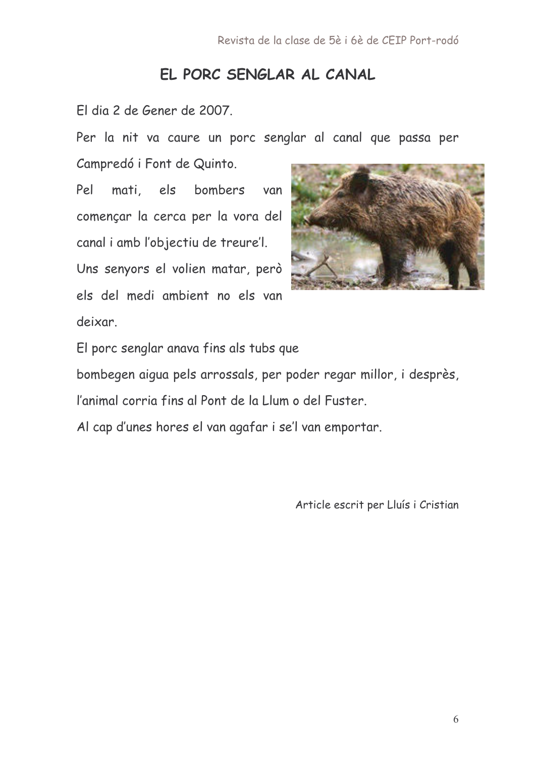# EL PORC SENGLAR AL CANAL

El dia 2 de Gener de 2007.

Per la nit va caure un porc senglar al canal que passa per Campredó i Font de Quinto.

Pel mati, els bombers van començar la cerca per la vora del canal i amb l'objectiu de treure'l.

Uns senyors el volien matar, però els del medi ambient no els van deixar.

El porc senglar anava fins als tubs que bombegen aigua pels arrossals, per poder regar millor, i desprès, l'animal corria fins al Pont de la Llum o del Fuster.

Al cap d'unes hores el van agafar i se'l van emportar.

Article escrit per Lluís i Cristian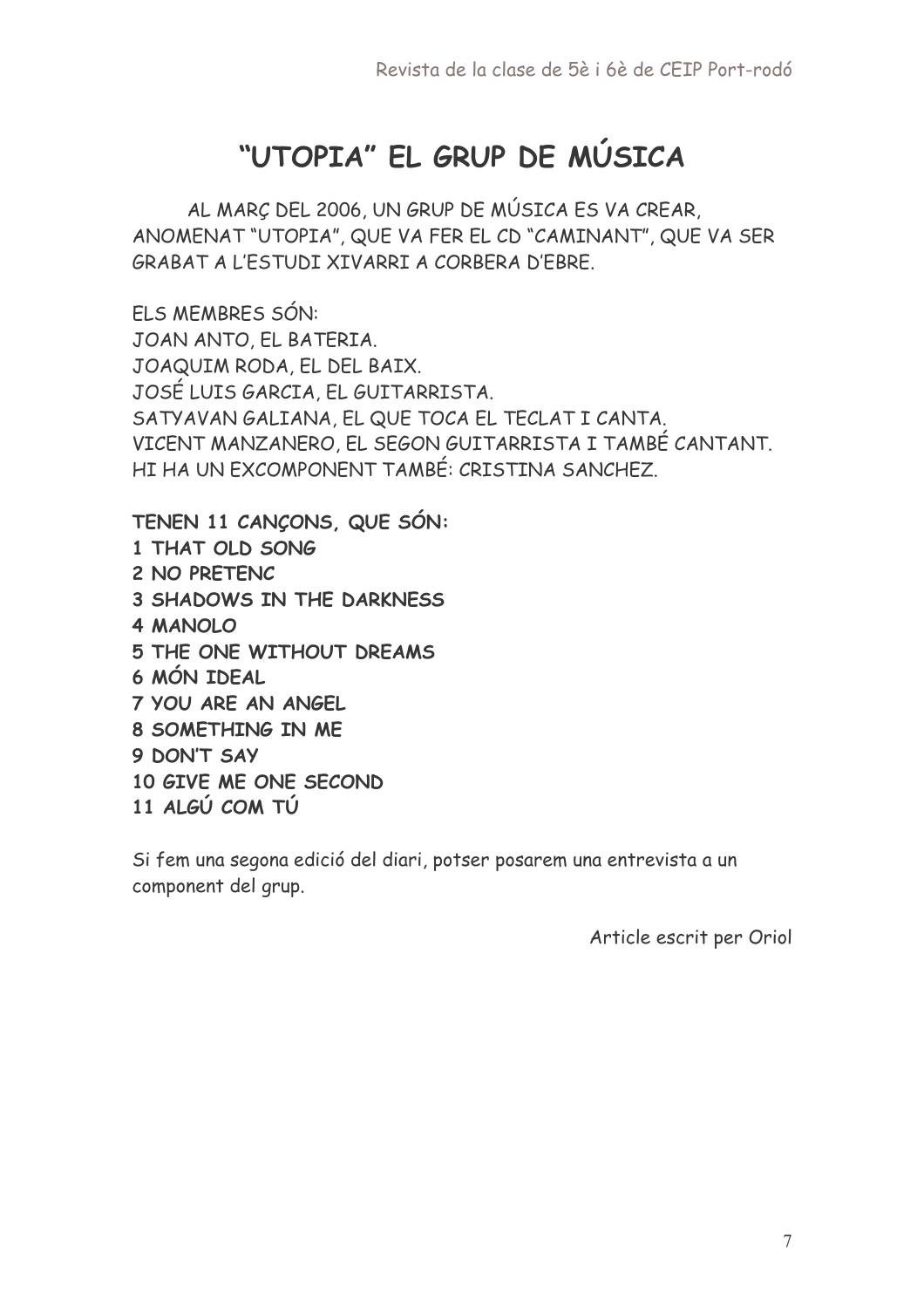# "UTOPIA" EL GRUP DE MÚSICA

AL MARÇ DEL 2006, UN GRUP DE MÚSICA ES VA CREAR, ANOMENAT "UTOPIA", QUE VA FER EL CD "CAMINANT", QUE VA SER GRABAT A L'ESTUDI XIVARRI A CORBERA D'EBRE.

ELS MEMBRES SÓN:
JOAN ANTO, EL BATERIA.
JOAQUIM RODA, EL DEL BAIX.
JOSÉ LUIS GARCIA, EL GUITARRISTA.
SATYAVAN GALIANA, EL QUE TOCA EL TECLAT I CANTA.
VICENT MANZANERO, EL SEGON GUITARRISTA I TAMBÉ CANTANT.
HI HA UN EXCOMPONENT TAMBÉ: CRISTINA SANCHEZ.

**TENEN 11 CANÇONS, QUE SÓN:**
**1 THAT OLD SONG**
**2 NO PRETENC**
**3 SHADOWS IN THE DARKNESS**
**4 MANOLO**
**5 THE ONE WITHOUT DREAMS**
**6 MÓN IDEAL**
**7 YOU ARE AN ANGEL**
**8 SOMETHING IN ME**
**9 DON'T SAY**
**10 GIVE ME ONE SECOND**
**11 ALGÚ COM TÚ**

Si fem una segona edició del diari, potser posarem una entrevista a un component del grup.

Article escrit per Oriol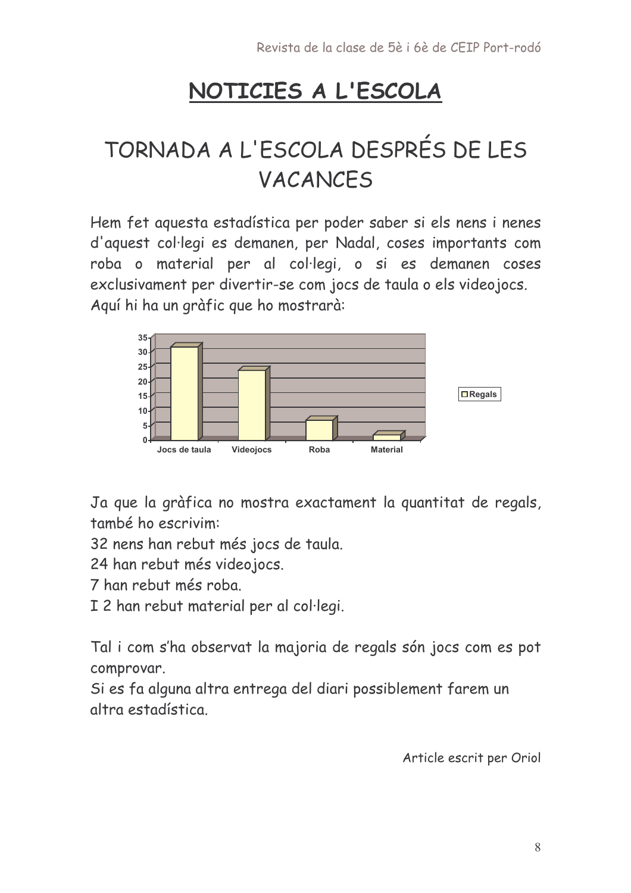# NOTICIES A L'ESCOLA

## TORNADA A L'ESCOLA DESPRÉS DE LES VACANCES

Hem fet aquesta estadística per poder saber si els nens i nenes d'aquest col·legi es demanen, per Nadal, coses importants com roba o material per al col·legi, o si es demanen coses exclusivament per divertir-se com jocs de taula o els videojocs.
Aquí hi ha un gràfic que ho mostrarà:

35
30
25
20
15
10
5
0
Jocs de taula
Videojocs
Roba
Material
Regals

Ja que la gràfica no mostra exactament la quantitat de regals, també ho escrivim:
32 nens han rebut més jocs de taula.
24 han rebut més videojocs.
7 han rebut més roba.
I 2 han rebut material per al col·legi.

Tal i com s'ha observat la majoria de regals són jocs com es pot comprovar.
Si es fa alguna altra entrega del diari possiblement farem un altra estadística.

Article escrit per Oriol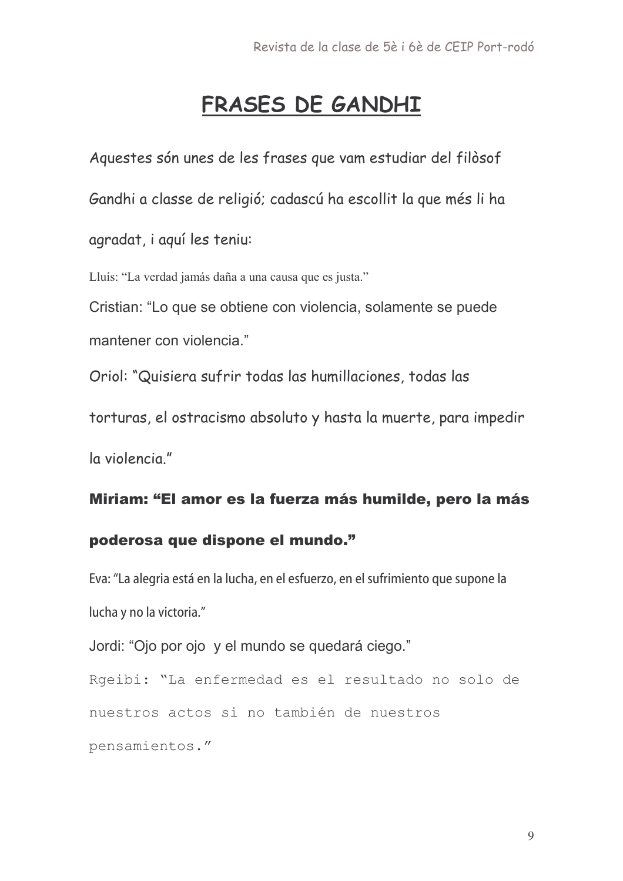# FRASES DE GANDHI

Aquestes són unes de les frases que vam estudiar del filòsof Gandhi a classe de religió; cadascú ha escollit la que més li ha agradat, i aquí les teniu:

Lluís: "La verdad jamás daña a una causa que es justa."

Cristian: "Lo que se obtiene con violencia, solamente se puede mantener con violencia."

Oriol: "Quisiera sufrir todas las humillaciones, todas las torturas, el ostracismo absoluto y hasta la muerte, para impedir la violencia."

**Miriam: "El amor es la fuerza más humilde, pero la más poderosa que dispone el mundo."**

Eva: "La alegria está en la lucha, en el esfuerzo, en el sufrimiento que supone la lucha y no la victoria."

Jordi: "Ojo por ojo y el mundo se quedará ciego."

Rgeibi: "La enfermedad es el resultado no solo de nuestros actos si no también de nuestros pensamientos."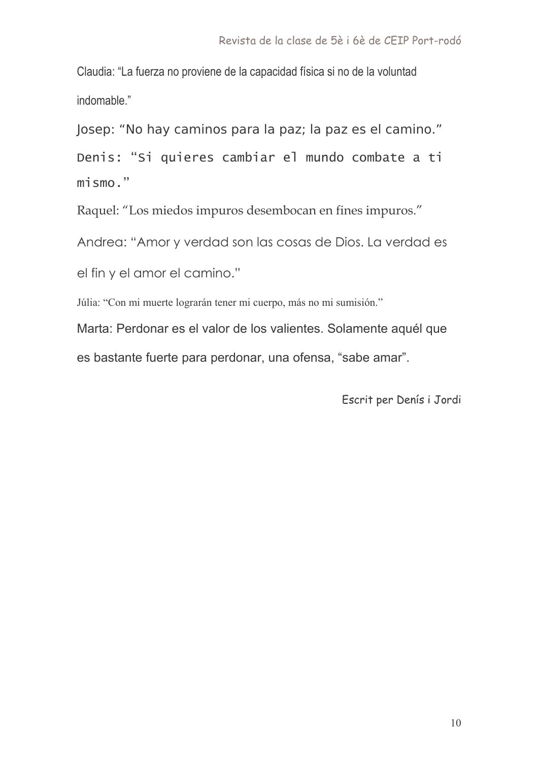Claudia: “La fuerza no proviene de la capacidad física si no de la voluntad indomable.”

Josep: “No hay caminos para la paz; la paz es el camino.”

Denis: “Si quieres cambiar el mundo combate a ti mismo.”

Raquel: “Los miedos impuros desembocan en fines impuros.”

Andrea: “Amor y verdad son las cosas de Dios. La verdad es el fin y el amor el camino.”

Júlia: “Con mi muerte lograrán tener mi cuerpo, más no mi sumisión.”

Marta: Perdonar es el valor de los valientes. Solamente aquél que es bastante fuerte para perdonar, una ofensa, “sabe amar”.

Escrit per Denís i Jordi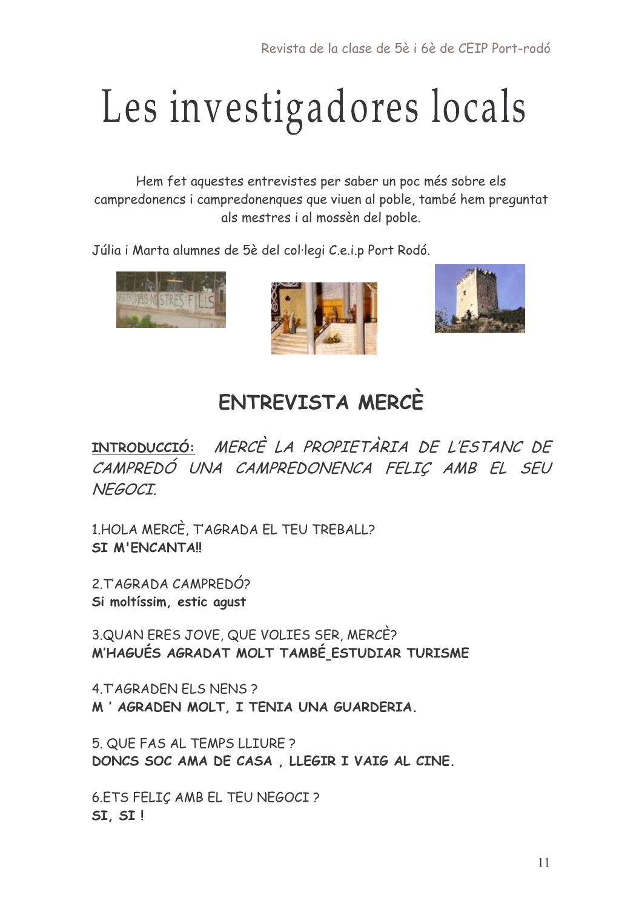# Les investigadores locals

Hem fet aquestes entrevistes per saber un poc més sobre els campredonencs i campredonenques que viuen al poble, també hem preguntat als mestres i al mossèn del poble.

Júlia i Marta alumnes de 5è del col·legi C.e.i.p Port Rodó.

## ENTREVISTA MERCÈ

**INTRODUCCIÓ:** *MERCÈ LA PROPIETÀRIA DE L'ESTANC DE CAMPREDÓ UNA CAMPREDONENCA FELIÇ AMB EL SEU NEGOCI.*

1.HOLA MERCÈ, T'AGRADA EL TEU TREBALL?
**SI M'ENCANTA!!**

2.T'AGRADA CAMPREDÓ?
**Si moltíssim, estic agust**

3.QUAN ERES JOVE, QUE VOLIES SER, MERCÈ?
**M'HAGUÉS AGRADAT MOLT TAMBÉ_ESTUDIAR TURISME**

4.T'AGRADEN ELS NENS ?
**M ' AGRADEN MOLT, I TENIA UNA GUARDERIA.**

5. QUE FAS AL TEMPS LLIURE ?
**DONCS SOC AMA DE CASA , LLEGIR I VAIG AL CINE.**

6.ETS FELIÇ AMB EL TEU NEGOCI ?
**SI, SI !**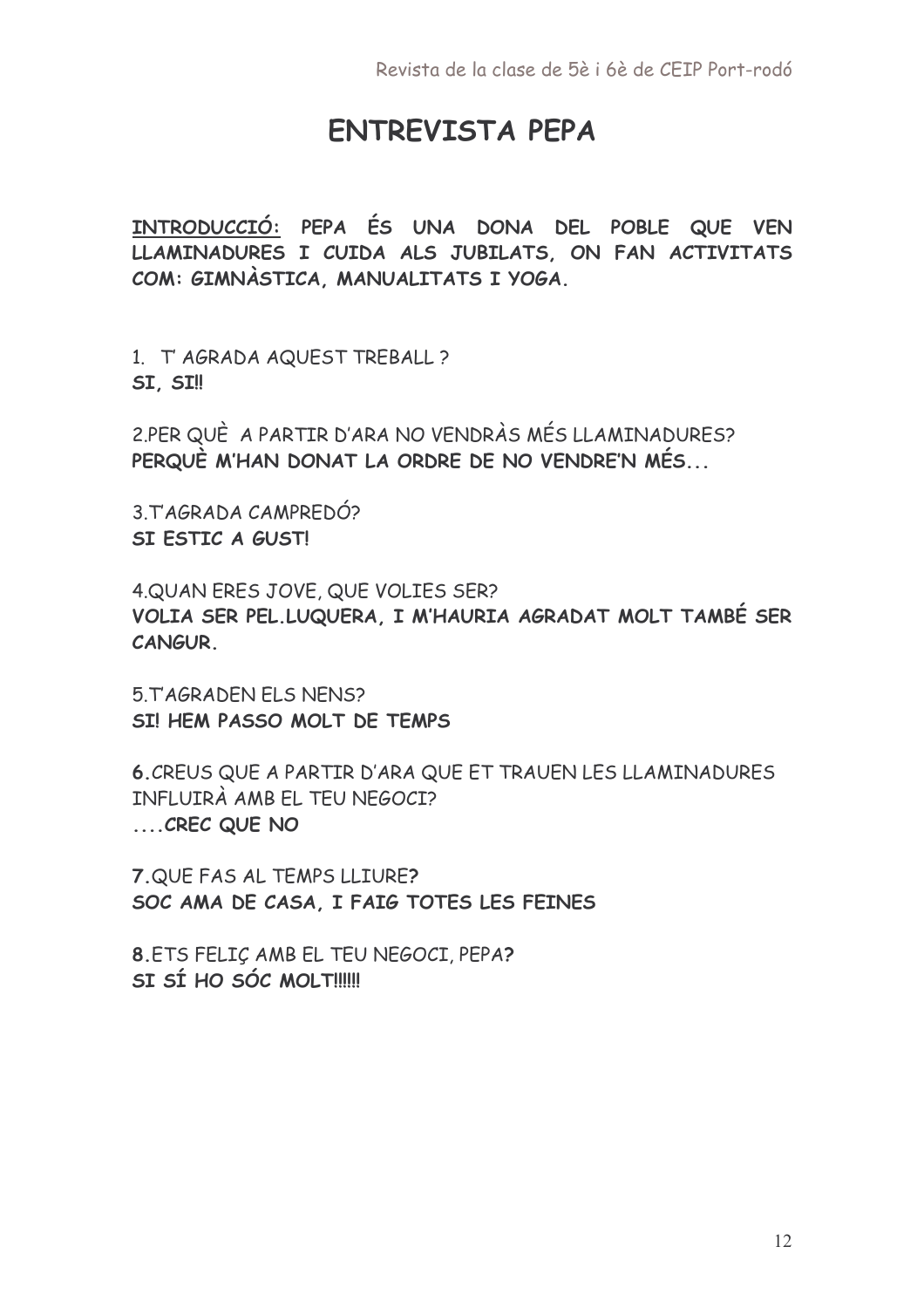# ENTREVISTA PEPA

**<u>INTRODUCCIÓ:</u> PEPA ÉS UNA DONA DEL POBLE QUE VEN LLAMINADURES I CUIDA ALS JUBILATS, ON FAN ACTIVITATS COM: GIMNÀSTICA, MANUALITATS I YOGA.**

1. T' AGRADA AQUEST TREBALL ?
**SI, SI!!**

2.PER QUÈ A PARTIR D'ARA NO VENDRÀS MÉS LLAMINADURES?
**PERQUÈ M'HAN DONAT LA ORDRE DE NO VENDRE'N MÉS...**

3.T'AGRADA CAMPREDÓ?
**SI ESTIC A GUST!**

4.QUAN ERES JOVE, QUE VOLIES SER?
**VOLIA SER PEL.LUQUERA, I M'HAURIA AGRADAT MOLT TAMBÉ SER CANGUR.**

5.T'AGRADEN ELS NENS?
**SI! HEM PASSO MOLT DE TEMPS**

**6.**CREUS QUE A PARTIR D'ARA QUE ET TRAUEN LES LLAMINADURES INFLUIRÀ AMB EL TEU NEGOCI?
**....CREC QUE NO**

**7.**QUE FAS AL TEMPS LLIURE**?**
**SOC AMA DE CASA, I FAIG TOTES LES FEINES**

**8.**ETS FELIÇ AMB EL TEU NEGOCI, PEPA**?**
**SI SÍ HO SÓC MOLT!!!!!!**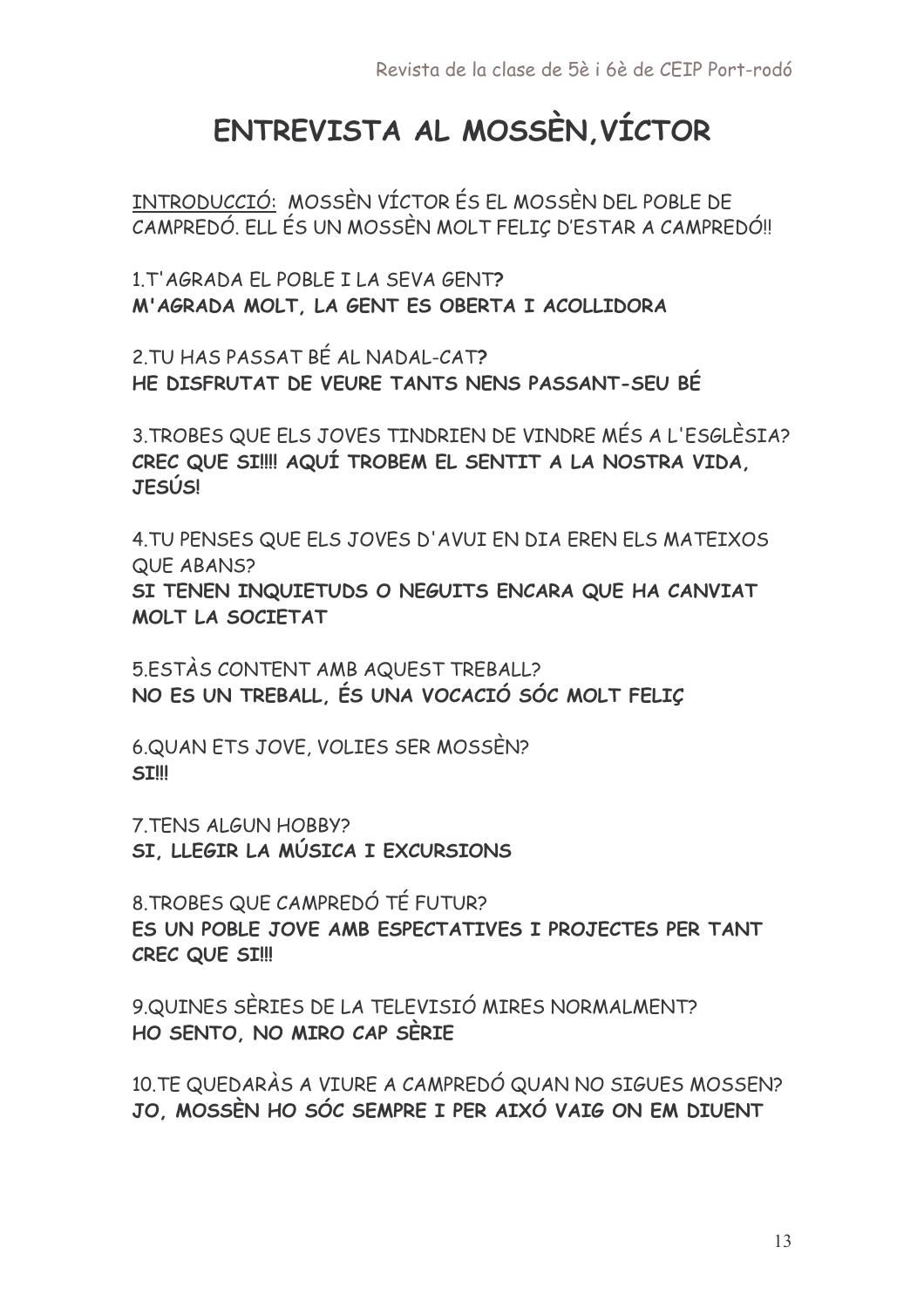# ENTREVISTA AL MOSSÈN,VÍCTOR

<u>INTRODUCCIÓ</u>: MOSSÈN VÍCTOR ÉS EL MOSSÈN DEL POBLE DE CAMPREDÓ. ELL ÉS UN MOSSÈN MOLT FELIÇ D'ESTAR A CAMPREDÓ!!

1.T'AGRADA EL POBLE I LA SEVA GENT**?**
**M'AGRADA MOLT, LA GENT ES OBERTA I ACOLLIDORA**

2.TU HAS PASSAT BÉ AL NADAL-CAT**?**
**HE DISFRUTAT DE VEURE TANTS NENS PASSANT-SEU BÉ**

3.TROBES QUE ELS JOVES TINDRIEN DE VINDRE MÉS A L'ESGLÈSIA?
**CREC QUE SI!!!! AQUÍ TROBEM EL SENTIT A LA NOSTRA VIDA, JESÚS!**

4.TU PENSES QUE ELS JOVES D'AVUI EN DIA EREN ELS MATEIXOS QUE ABANS?
**SI TENEN INQUIETUDS O NEGUITS ENCARA QUE HA CANVIAT MOLT LA SOCIETAT**

5.ESTÀS CONTENT AMB AQUEST TREBALL?
**NO ES UN TREBALL, ÉS UNA VOCACIÓ SÓC MOLT FELIÇ**

6.QUAN ETS JOVE, VOLIES SER MOSSÈN?
**SI!!!**

7.TENS ALGUN HOBBY?
**SI, LLEGIR LA MÚSICA I EXCURSIONS**

8.TROBES QUE CAMPREDÓ TÉ FUTUR?
**ES UN POBLE JOVE AMB ESPECTATIVES I PROJECTES PER TANT CREC QUE SI!!!**

9.QUINES SÈRIES DE LA TELEVISIÓ MIRES NORMALMENT?
**HO SENTO, NO MIRO CAP SÈRIE**

10.TE QUEDARÀS A VIURE A CAMPREDÓ QUAN NO SIGUES MOSSEN?
**JO, MOSSÈN HO SÓC SEMPRE I PER AIXÓ VAIG ON EM DIUENT**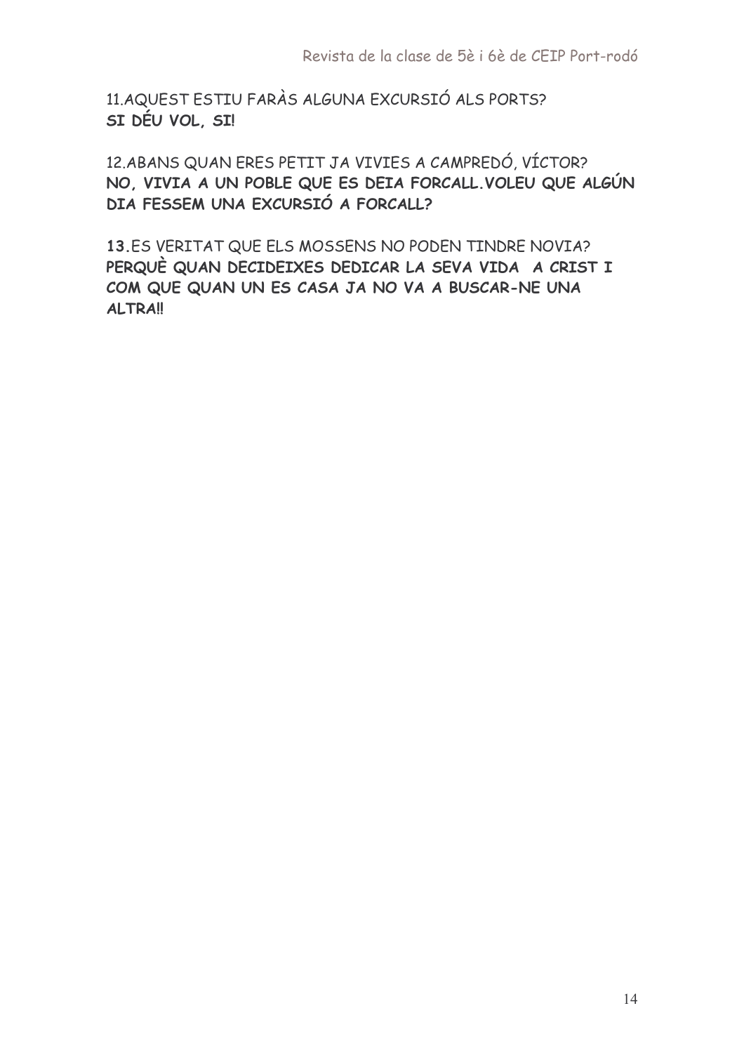11.AQUEST ESTIU FARÀS ALGUNA EXCURSIÓ ALS PORTS?
**SI DÉU VOL, SI!**

12.ABANS QUAN ERES PETIT JA VIVIES A CAMPREDÓ, VÍCTOR?
**NO, VIVIA A UN POBLE QUE ES DEIA FORCALL.VOLEU QUE ALGÚN DIA FESSEM UNA EXCURSIÓ A FORCALL?**

**13.**ES VERITAT QUE ELS MOSSENS NO PODEN TINDRE NOVIA?
**PERQUÈ QUAN DECIDEIXES DEDICAR LA SEVA VIDA A CRIST I COM QUE QUAN UN ES CASA JA NO VA A BUSCAR-NE UNA ALTRA!!**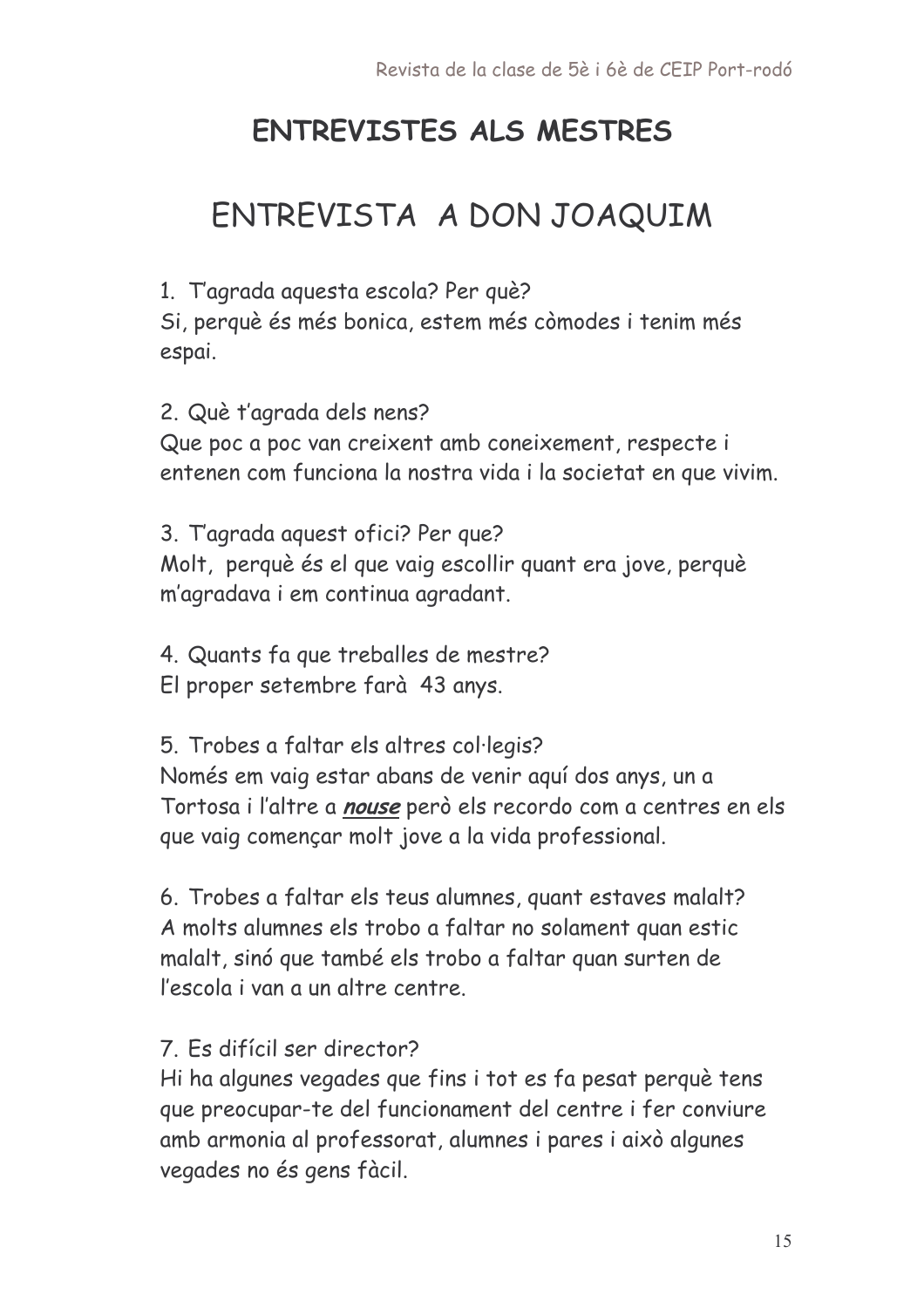# ENTREVISTES ALS MESTRES

## ENTREVISTA A DON JOAQUIM

1. T'agrada aquesta escola? Per què?
Si, perquè és més bonica, estem més còmodes i tenim més espai.

2. Què t'agrada dels nens?
Que poc a poc van creixent amb coneixement, respecte i entenen com funciona la nostra vida i la societat en que vivim.

3. T'agrada aquest ofici? Per que?
Molt, perquè és el que vaig escollir quant era jove, perquè m'agradava i em continua agradant.

4. Quants fa que treballes de mestre?
El proper setembre farà 43 anys.

5. Trobes a faltar els altres col·legis?
Només em vaig estar abans de venir aquí dos anys, un a Tortosa i l'altre a ***nouse*** però els recordo com a centres en els que vaig començar molt jove a la vida professional.

6. Trobes a faltar els teus alumnes, quant estaves malalt?
A molts alumnes els trobo a faltar no solament quan estic malalt, sinó que també els trobo a faltar quan surten de l'escola i van a un altre centre.

7. Es difícil ser director?
Hi ha algunes vegades que fins i tot es fa pesat perquè tens que preocupar-te del funcionament del centre i fer conviure amb armonia al professorat, alumnes i pares i això algunes vegades no és gens fàcil.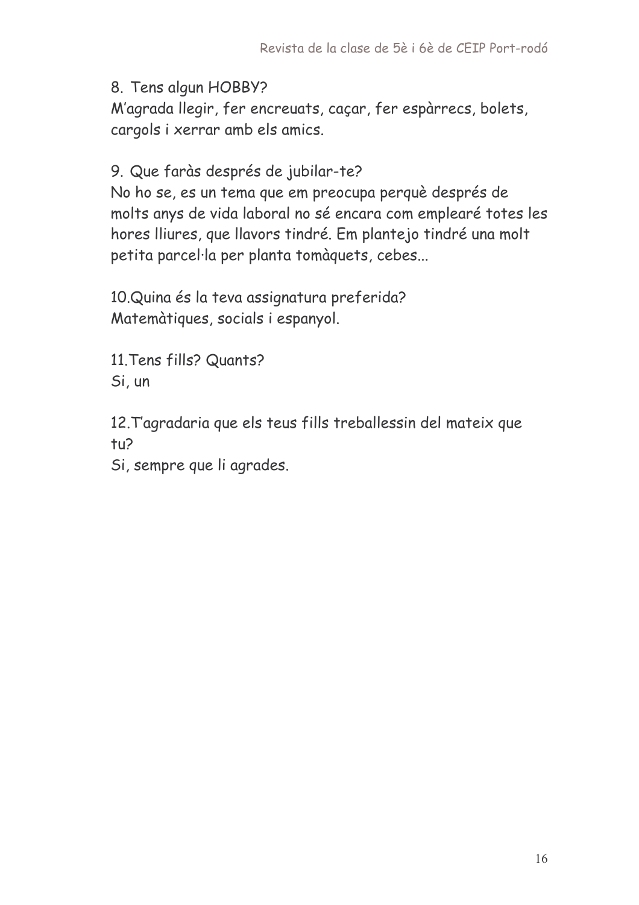8. Tens algun HOBBY?
M'agrada llegir, fer encreuats, caçar, fer espàrrecs, bolets, cargols i xerrar amb els amics.

9. Que faràs després de jubilar-te?
No ho se, es un tema que em preocupa perquè després de molts anys de vida laboral no sé encara com emplearé totes les hores lliures, que llavors tindré. Em plantejo tindré una molt petita parcel·la per planta tomàquets, cebes...

10.Quina és la teva assignatura preferida?
Matemàtiques, socials i espanyol.

11.Tens fills? Quants?
Si, un

12.T'agradaria que els teus fills treballessin del mateix que tu?
Si, sempre que li agrades.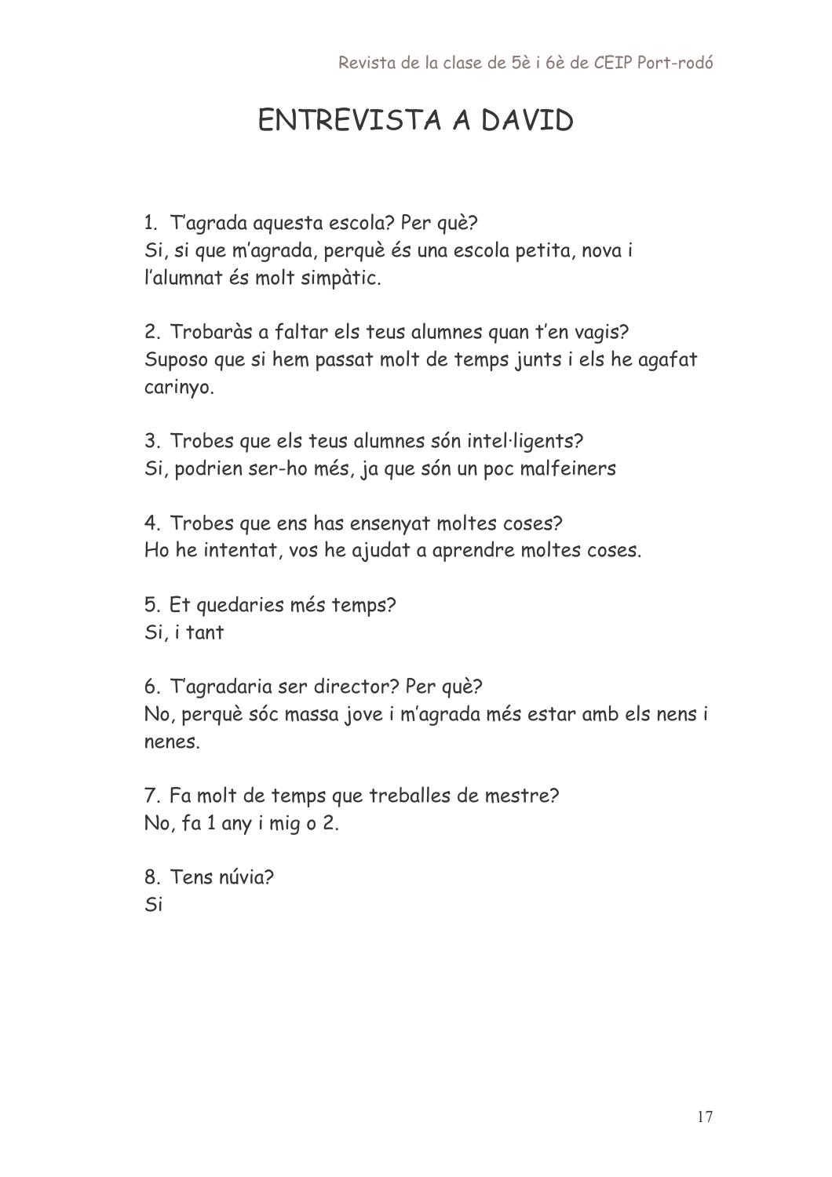# ENTREVISTA A DAVID

1. T'agrada aquesta escola? Per què?
Si, si que m'agrada, perquè és una escola petita, nova i l'alumnat és molt simpàtic.

2. Trobaràs a faltar els teus alumnes quan t'en vagis?
Suposo que si hem passat molt de temps junts i els he agafat carinyo.

3. Trobes que els teus alumnes són intel·ligents?
Si, podrien ser-ho més, ja que són un poc malfeiners

4. Trobes que ens has ensenyat moltes coses?
Ho he intentat, vos he ajudat a aprendre moltes coses.

5. Et quedaries més temps?
Si, i tant

6. T'agradaria ser director? Per què?
No, perquè sóc massa jove i m'agrada més estar amb els nens i nenes.

7. Fa molt de temps que treballes de mestre?
No, fa 1 any i mig o 2.

8. Tens núvia?
Si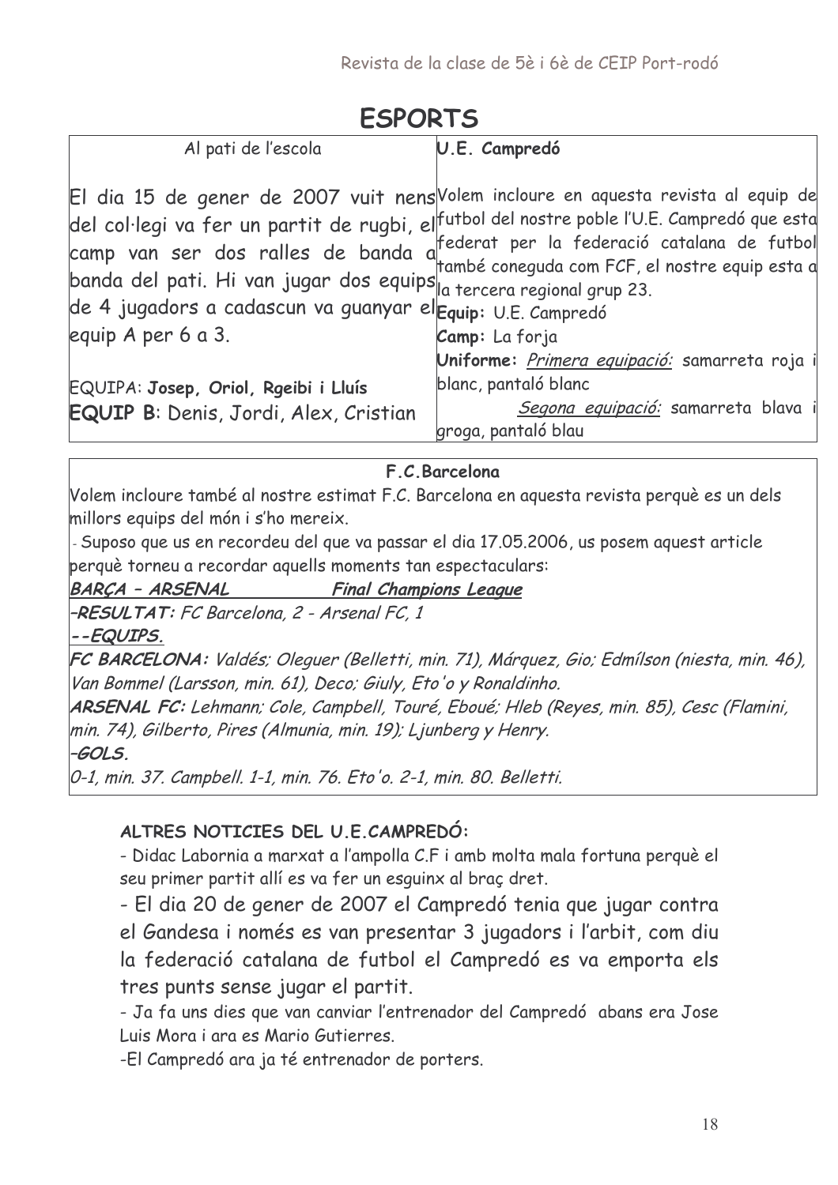# ESPORTS

**Al pati de l'escola**

El dia 15 de gener de 2007 vuit nens del col·legi va fer un partit de rugbi, el camp van ser dos ralles de banda a banda del pati. Hi van jugar dos equips de 4 jugadors a cadascun va guanyar el equip A per 6 a 3.

EQUIPA: **Josep, Oriol, Rgeibi i Lluís**
**EQUIP B**: Denis, Jordi, Alex, Cristian

**U.E. Campredó**

Volem incloure en aquesta revista al equip de futbol del nostre poble l'U.E. Campredó que esta federat per la federació catalana de futbol també coneguda com FCF, el nostre equip esta a la tercera regional grup 23.

**Equip:** U.E. Campredó
**Camp:** La forja
**Uniforme:** *Primera equipació:* samarreta roja i blanc, pantaló blanc
*Segona equipació:* samarreta blava i groga, pantaló blau

---

**F.C.Barcelona**

Volem incloure també al nostre estimat F.C. Barcelona en aquesta revista perquè es un dels millors equips del món i s'ho mereix.

- Suposo que us en recordeu del que va passar el dia 17.05.2006, us posem aquest article perquè torneu a recordar aquells moments tan espectaculars:

***BARÇA – ARSENAL*** ***Final Champions League***

–***RESULTAT:*** *FC Barcelona, 2 - Arsenal FC, 1*

***--EQUIPS.***

***FC BARCELONA:*** *Valdés; Oleguer (Belletti, min. 71), Márquez, Gio; Edmílson (niesta, min. 46), Van Bommel (Larsson, min. 61), Deco; Giuly, Eto'o y Ronaldinho.*

***ARSENAL FC:*** *Lehmann; Cole, Campbell, Touré, Eboué; Hleb (Reyes, min. 85), Cesc (Flamini, min. 74), Gilberto, Pires (Almunia, min. 19); Ljunberg y Henry.*

–***GOLS.***

*0-1, min. 37. Campbell. 1-1, min. 76. Eto'o. 2-1, min. 80. Belletti.*

---

**ALTRES NOTICIES DEL U.E.CAMPREDÓ:**

- Didac Labornia a marxat a l'ampolla C.F i amb molta mala fortuna perquè el seu primer partit allí es va fer un esguinx al braç dret.
- El dia 20 de gener de 2007 el Campredó tenia que jugar contra el Gandesa i només es van presentar 3 jugadors i l'arbit, com diu la federació catalana de futbol el Campredó es va emporta els tres punts sense jugar el partit.
- Ja fa uns dies que van canviar l'entrenador del Campredó abans era Jose Luis Mora i ara es Mario Gutierres.
- El Campredó ara ja té entrenador de porters.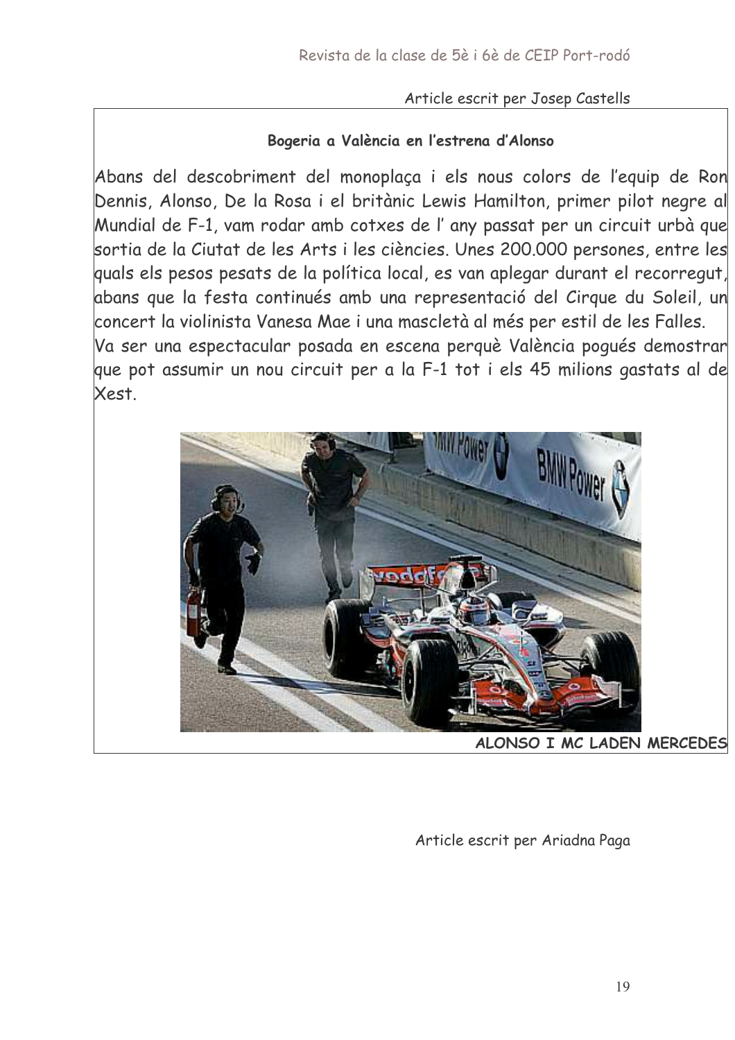Article escrit per Josep Castells

**Bogeria a València en l'estrena d'Alonso**

Abans del descobriment del monoplaça i els nous colors de l'equip de Ron Dennis, Alonso, De la Rosa i el britànic Lewis Hamilton, primer pilot negre al Mundial de F-1, vam rodar amb cotxes de l' any passat per un circuit urbà que sortia de la Ciutat de les Arts i les ciències. Unes 200.000 persones, entre les quals els pesos pesats de la política local, es van aplegar durant el recorregut, abans que la festa continués amb una representació del Cirque du Soleil, un concert la violinista Vanesa Mae i una mascletà al més per estil de les Falles.

Va ser una espectacular posada en escena perquè València pogués demostrar que pot assumir un nou circuit per a la F-1 tot i els 45 milions gastats al de Xest.

**ALONSO I MC LADEN MERCEDES**

Article escrit per Ariadna Paga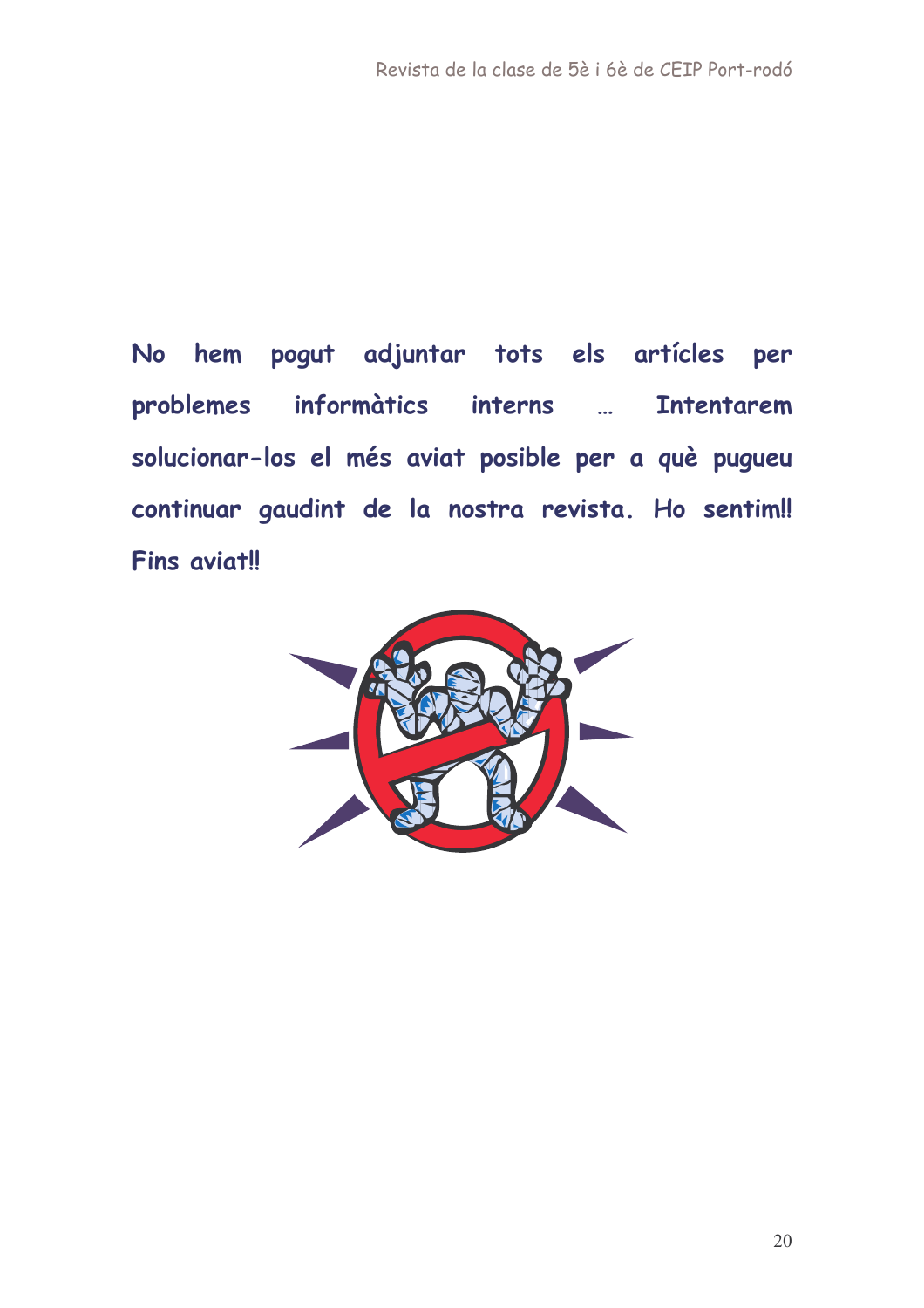**No hem pogut adjuntar tots els artícles per problemes informàtics interns … Intentarem solucionar-los el més aviat posible per a què pugueu continuar gaudint de la nostra revista. Ho sentim!! Fins aviat!!**